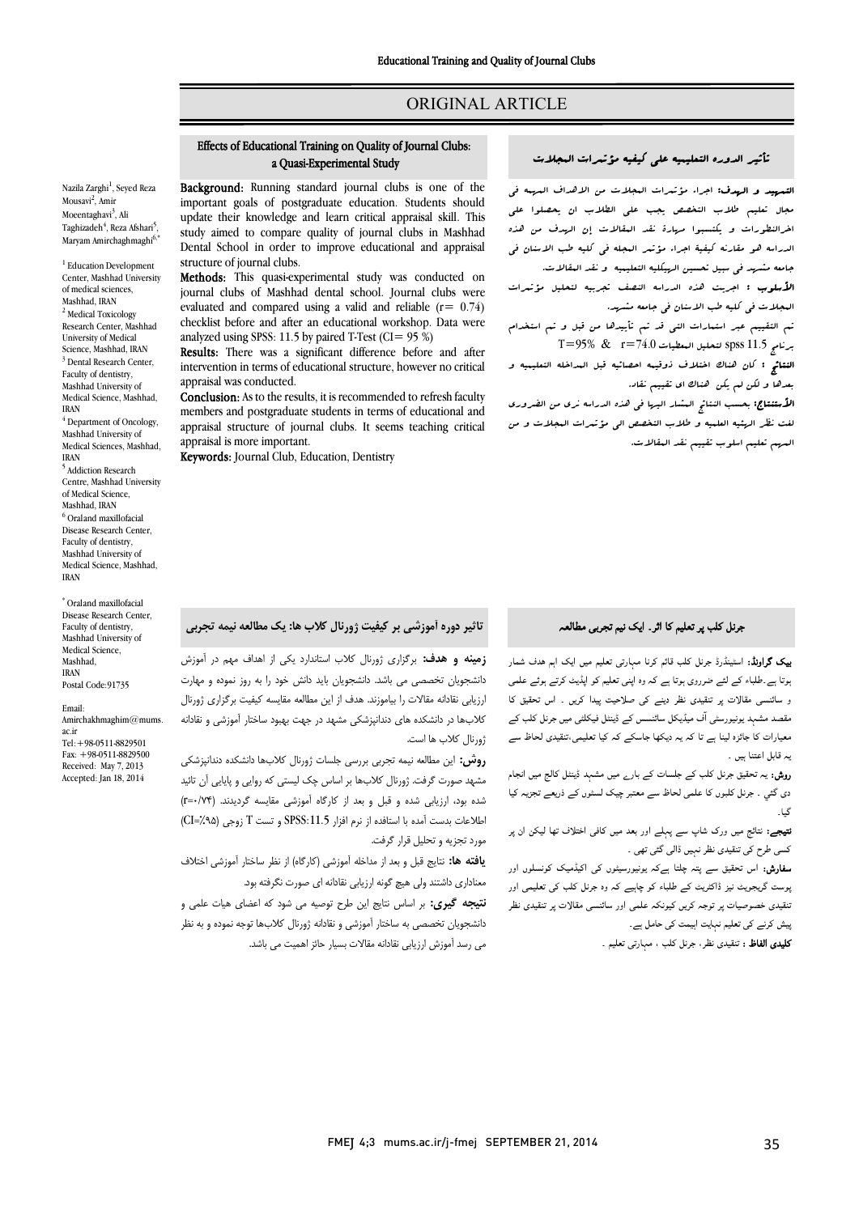ORIGINAL ARTICLE

# Effects of Educational Training on Quality of Journal Clubs: a Quasi-Experimental Study

Nazila Zarghi[1], Seyed Reza Mousavi[2], Amir Moeentaghavi[3], Ali Taghizadeh[4], Reza Afshari[5], Maryam Amirchaghmaghi[6,*]

[1] Education Development Center, Mashhad University of medical sciences, Mashhad, IRAN
[2] Medical Toxicology Research Center, Mashhad University of Medical Science, Mashhad, IRAN
[3] Dental Research Center, Faculty of dentistry, Mashhad University of Medical Science, Mashhad, IRAN
[4] Department of Oncology, Mashhad University of Medical Sciences, Mashhad, IRAN
[5] Addiction Research Centre, Mashhad University of Medical Science, Mashhad, IRAN
[6] Oraland maxillofacial Disease Research Center, Faculty of dentistry, Mashhad University of Medical Science, Mashhad, IRAN

[*] Oraland maxillofacial Disease Research Center, Faculty of dentistry, Mashhad University of Medical Science, Mashhad, IRAN
Postal Code:91735

Email: Amirchakhmaghim@mums.ac.ir
Tel:+98-0511-8829501
Fax: +98-0511-8829500
Received: May 7, 2013
Accepted: Jan 18, 2014

**Background:** Running standard journal clubs is one of the important goals of postgraduate education. Students should update their knowledge and learn critical appraisal skill. This study aimed to compare quality of journal clubs in Mashhad Dental School in order to improve educational and appraisal structure of journal clubs.

**Methods:** This quasi-experimental study was conducted on journal clubs of Mashhad dental school. Journal clubs were evaluated and compared using a valid and reliable (r= 0.74) checklist before and after an educational workshop. Data were analyzed using SPSS: 11.5 by paired T-Test (CI= 95 %)

**Results:** There was a significant difference before and after intervention in terms of educational structure, however no critical appraisal was conducted.

**Conclusion:** As to the results, it is recommended to refresh faculty members and postgraduate students in terms of educational and appraisal structure of journal clubs. It seems teaching critical appraisal is more important.

**Keywords:** Journal Club, Education, Dentistry

## تأثير الدوره التعليميه علي كيفيه مؤتمرات المجلات

**التمهيد و الهدف:** اجراء مؤتمرات المجلات من الاهداف المهمه في مجال تعليم طلاب التخصص يجب علي الطلاب ان يحصلوا علي اخرالنظورات و يكتسبوا مهارة نقد المقالات إن الهدف من هذه الدراسه هو مقارنه كيفية اجراء مؤتمر المجله في كليه طب الاسنان في جامعه مشهد في سبيل تحسين الهيكليه التعليميه و نقد المقالات.

**الأسلوب :** اجريت هذه الدراسه النصف تجربيه لتحليل مؤتمرات المجلات في كليه طب الاسنان في جامعه مشهد.

تم التقييم عبر استمارات التي قد تم تأييدها من قبل و تم استخدام برنامج spss 11.5 لتحليل المعطيات r=74.0 & T=95%

**النتائج :** كان هناك اختلاف ذوقيمه احصائيه قبل المداخله التعليميه و بعدها و لكن لم يكن هناك اي تقييم نقاد.

**الأستنتاج:** بحسب النتائج المشار اليها في هذه الدراسه نري من الضروري لفت نظر الهيئه العلميه و طلاب التخصص الي مؤتمرات المجلات و من المهم تعليم اسلوب تقييم نقد المقالات.

## تاثیر دوره آموزشی بر کیفیت ژورنال کلاب ها: یک مطالعه نیمه تجربی

**زمینه و هدف:** برگزاری ژورنال کلاب استاندارد یکی از اهداف مهم در آموزش دانشجویان تخصصی می باشد. دانشجویان باید دانش خود را به روز نموده و مهارت ارزیابی نقادانه مقالات را بیاموزند. هدف از این مطالعه مقایسه کیفیت برگزاری ژورنال کلاب‌ها در دانشکده های دندانپزشکی مشهد در جهت بهبود ساختار آموزشی و نقادانه ژورنال کلاب ها است.

**روش:** این مطالعه نیمه تجربی بررسی جلسات ژورنال کلاب‌ها دانشکده دندانپزشکی مشهد صورت گرفت. ژورنال کلاب‌ها بر اساس چک لیستی که روایی و پایایی آن تائید شده بود، ارزیابی شده و قبل و بعد از کارگاه آموزشی مقایسه گردیدند. (r=۰/۷۴) اطلاعات بدست آمده با استفاده از نرم افزار SPSS:11.5 و تست T زوجی (CI=٪۹۵) مورد تجزیه و تحلیل قرار گرفت.

**یافته ها:** نتایج قبل و بعد از مداخله آموزشی (کارگاه) از نظر ساختار آموزشی اختلاف معناداری داشتند ولی هیچ گونه ارزیابی نقادانه ای صورت نگرفته بود.

**نتیجه گیری:** بر اساس نتایج این طرح توصیه می شود که اعضای هیات علمی و دانشجویان تخصصی به ساختار آموزشی و نقادانه ژورنال کلاب‌ها توجه نموده و به نظر می رسد آموزش ارزیابی نقادانه مقالات بسیار حائز اهمیت می باشد.

## جرنل کلب پر تعلیم کا اثر۔ ایک نیم تجربی مطالعہ

**بیک گراونڈ:** اسٹینڈرڈ جرنل کلب قائم کرنا مہارتی تعلیم میں ایک اہم ہدف شمار ہوتا ہے۔طلباء کے لئے ضروری ہوتا ہے کہ وہ اپنی تعلیم کو اپڈیٹ کرتے ہوئے علمی و سائنسی مقالات پر تنقیدی نظر دینے کی صلاحیت پیدا کریں ۔ اس تحقیق کا مقصد مشہد یونیورسٹی آف میڈیکل سائنسس کے ڈینٹل فیکلٹی میں جرنل کلب کے معیارات کا جائزہ لینا ہے تا کہ یہ دیکھا جاسکے کہ کیا تعلیمی،تنقیدی لحاظ سے یہ قابل اعتنا ہیں ۔

**روش:** یہ تحقیق جرنل کلب کے جلسات کے بارے میں مشہد ڈینٹل کالج میں انجام دی گئي ۔ جرنل کلبوں کا علمی لحاظ سے معتبر چیک لسٹوں کے ذریعے تجزیہ کیا گيا۔

**نتیجے:** نتائج میں ورک شاپ سے پہلے اور بعد میں کافی اختلاف تھا لیکن ان پر کسی طرح کی تنقیدی نظر نہیں ڈالی گئی تھی ۔

**سفارش:** اس تحقیق سے پتہ چلتا ہےکہ یونیورسیٹیوں کی اکیڈمیک کونسلوں اور پوسٹ گریجویٹ نیز ڈاکٹریٹ کے طلباء کو چاہیے کہ وہ جرنل کلب کی تعلیمی اور تنقیدی خصوصیات پر توجہ کریں کیونکہ علمی اور سائنسی مقالات پر تنقیدی نظر پیش کرنے کی تعلیم نہایت اہمیت کی حامل ہے۔

**کلیدی الفاظ :** تنقیدی نظر، جرنل کلب ، مہارتی تعلیم ۔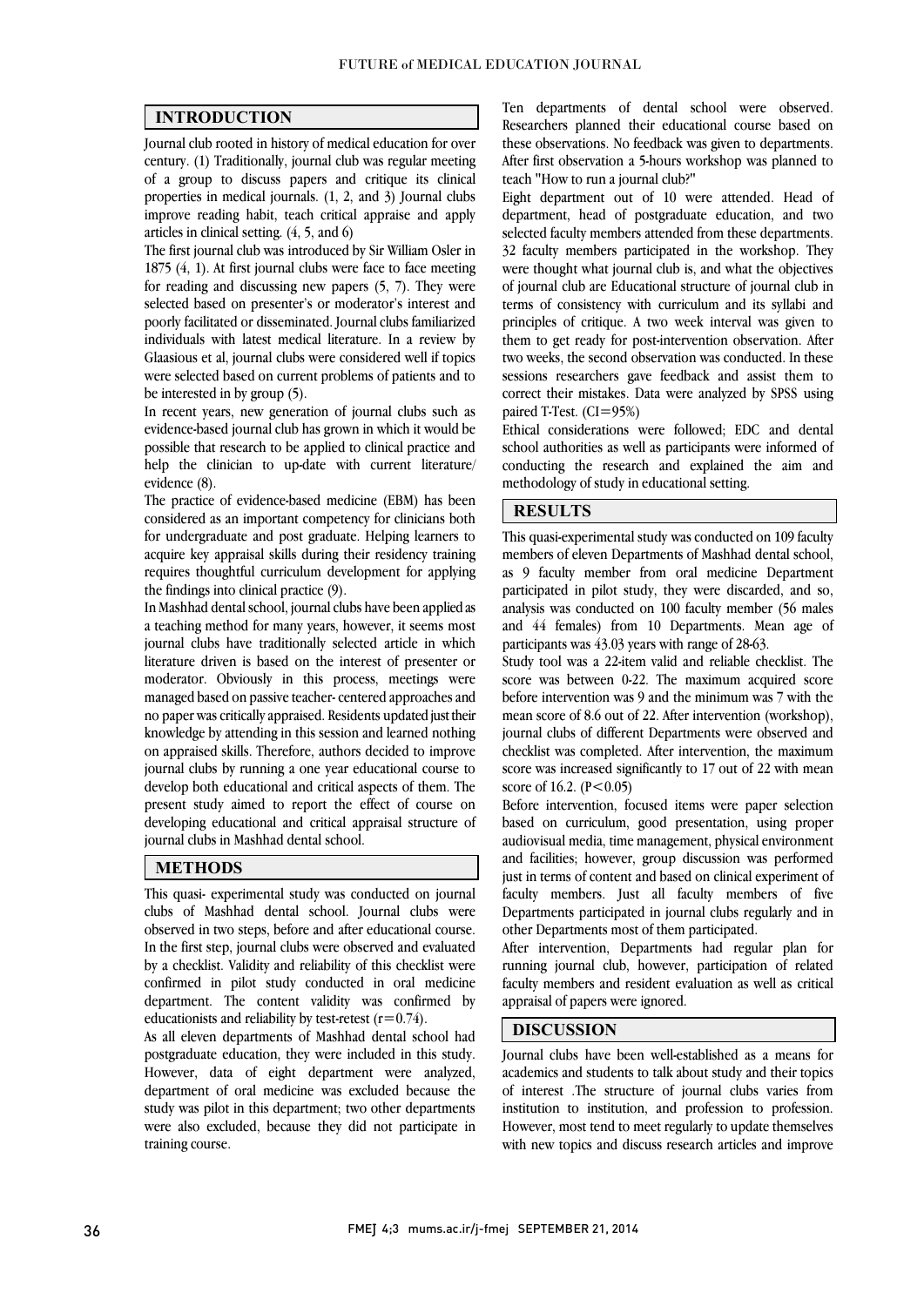## INTRODUCTION

Journal club rooted in history of medical education for over century. (1) Traditionally, journal club was regular meeting of a group to discuss papers and critique its clinical properties in medical journals. (1, 2, and 3) Journal clubs improve reading habit, teach critical appraise and apply articles in clinical setting. (4, 5, and 6)

The first journal club was introduced by Sir William Osler in 1875 (4, 1). At first journal clubs were face to face meeting for reading and discussing new papers (5, 7). They were selected based on presenter's or moderator's interest and poorly facilitated or disseminated. Journal clubs familiarized individuals with latest medical literature. In a review by Glaasious et al, journal clubs were considered well if topics were selected based on current problems of patients and to be interested in by group (5).

In recent years, new generation of journal clubs such as evidence-based journal club has grown in which it would be possible that research to be applied to clinical practice and help the clinician to up-date with current literature/ evidence (8).

The practice of evidence-based medicine (EBM) has been considered as an important competency for clinicians both for undergraduate and post graduate. Helping learners to acquire key appraisal skills during their residency training requires thoughtful curriculum development for applying the findings into clinical practice (9).

In Mashhad dental school, journal clubs have been applied as a teaching method for many years, however, it seems most journal clubs have traditionally selected article in which literature driven is based on the interest of presenter or moderator. Obviously in this process, meetings were managed based on passive teacher- centered approaches and no paper was critically appraised. Residents updated just their knowledge by attending in this session and learned nothing on appraised skills. Therefore, authors decided to improve journal clubs by running a one year educational course to develop both educational and critical aspects of them. The present study aimed to report the effect of course on developing educational and critical appraisal structure of journal clubs in Mashhad dental school.

## METHODS

This quasi- experimental study was conducted on journal clubs of Mashhad dental school. Journal clubs were observed in two steps, before and after educational course. In the first step, journal clubs were observed and evaluated by a checklist. Validity and reliability of this checklist were confirmed in pilot study conducted in oral medicine department. The content validity was confirmed by educationists and reliability by test-retest ($r=0.74$).

As all eleven departments of Mashhad dental school had postgraduate education, they were included in this study. However, data of eight department were analyzed, department of oral medicine was excluded because the study was pilot in this department; two other departments were also excluded, because they did not participate in training course.

Ten departments of dental school were observed. Researchers planned their educational course based on these observations. No feedback was given to departments. After first observation a 5-hours workshop was planned to teach "How to run a journal club?"

Eight department out of 10 were attended. Head of department, head of postgraduate education, and two selected faculty members attended from these departments. 32 faculty members participated in the workshop. They were thought what journal club is, and what the objectives of journal club are Educational structure of journal club in terms of consistency with curriculum and its syllabi and principles of critique. A two week interval was given to them to get ready for post-intervention observation. After two weeks, the second observation was conducted. In these sessions researchers gave feedback and assist them to correct their mistakes. Data were analyzed by SPSS using paired T-Test. (CI=95%)

Ethical considerations were followed; EDC and dental school authorities as well as participants were informed of conducting the research and explained the aim and methodology of study in educational setting.

## RESULTS

This quasi-experimental study was conducted on 109 faculty members of eleven Departments of Mashhad dental school, as 9 faculty member from oral medicine Department participated in pilot study, they were discarded, and so, analysis was conducted on 100 faculty member (56 males and 44 females) from 10 Departments. Mean age of participants was 43.03 years with range of 28-63.

Study tool was a 22-item valid and reliable checklist. The score was between 0-22. The maximum acquired score before intervention was 9 and the minimum was 7 with the mean score of 8.6 out of 22. After intervention (workshop), journal clubs of different Departments were observed and checklist was completed. After intervention, the maximum score was increased significantly to 17 out of 22 with mean score of 16.2. ($P<0.05$)

Before intervention, focused items were paper selection based on curriculum, good presentation, using proper audiovisual media, time management, physical environment and facilities; however, group discussion was performed just in terms of content and based on clinical experiment of faculty members. Just all faculty members of five Departments participated in journal clubs regularly and in other Departments most of them participated.

After intervention, Departments had regular plan for running journal club, however, participation of related faculty members and resident evaluation as well as critical appraisal of papers were ignored.

## DISCUSSION

Journal clubs have been well-established as a means for academics and students to talk about study and their topics of interest .The structure of journal clubs varies from institution to institution, and profession to profession. However, most tend to meet regularly to update themselves with new topics and discuss research articles and improve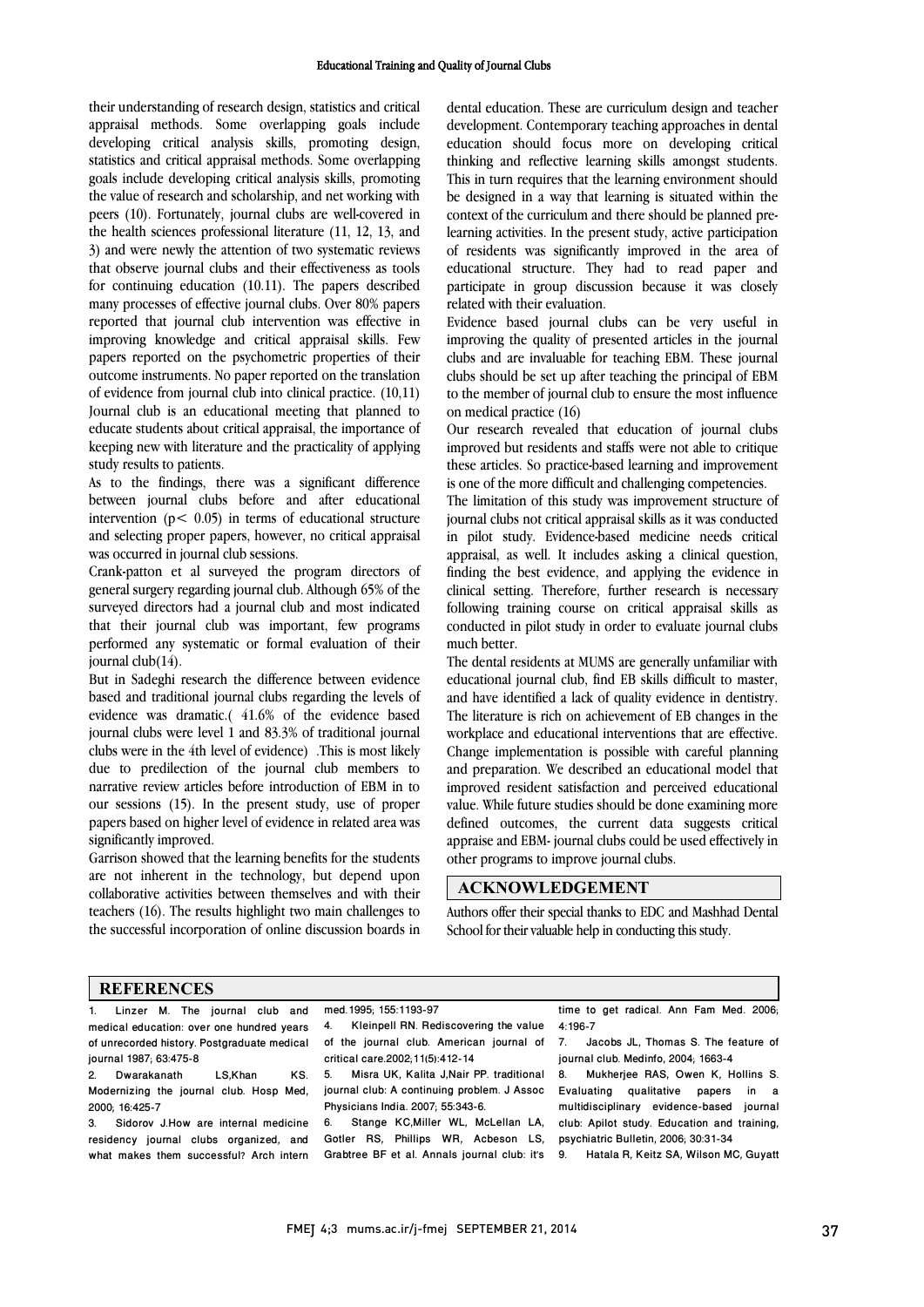their understanding of research design, statistics and critical appraisal methods. Some overlapping goals include developing critical analysis skills, promoting design, statistics and critical appraisal methods. Some overlapping goals include developing critical analysis skills, promoting the value of research and scholarship, and net working with peers (10). Fortunately, journal clubs are well-covered in the health sciences professional literature (11, 12, 13, and 3) and were newly the attention of two systematic reviews that observe journal clubs and their effectiveness as tools for continuing education (10.11). The papers described many processes of effective journal clubs. Over 80% papers reported that journal club intervention was effective in improving knowledge and critical appraisal skills. Few papers reported on the psychometric properties of their outcome instruments. No paper reported on the translation of evidence from journal club into clinical practice. (10,11) Journal club is an educational meeting that planned to educate students about critical appraisal, the importance of keeping new with literature and the practicality of applying study results to patients.

As to the findings, there was a significant difference between journal clubs before and after educational intervention ($p < 0.05$) in terms of educational structure and selecting proper papers, however, no critical appraisal was occurred in journal club sessions.

Crank-patton et al surveyed the program directors of general surgery regarding journal club. Although 65% of the surveyed directors had a journal club and most indicated that their journal club was important, few programs performed any systematic or formal evaluation of their journal club(14).

But in Sadeghi research the difference between evidence based and traditional journal clubs regarding the levels of evidence was dramatic.( 41.6% of the evidence based journal clubs were level 1 and 83.3% of traditional journal clubs were in the 4th level of evidence) .This is most likely due to predilection of the journal club members to narrative review articles before introduction of EBM in to our sessions (15). In the present study, use of proper papers based on higher level of evidence in related area was significantly improved.

Garrison showed that the learning benefits for the students are not inherent in the technology, but depend upon collaborative activities between themselves and with their teachers (16). The results highlight two main challenges to the successful incorporation of online discussion boards in dental education. These are curriculum design and teacher development. Contemporary teaching approaches in dental education should focus more on developing critical thinking and reflective learning skills amongst students. This in turn requires that the learning environment should be designed in a way that learning is situated within the context of the curriculum and there should be planned pre-learning activities. In the present study, active participation of residents was significantly improved in the area of educational structure. They had to read paper and participate in group discussion because it was closely related with their evaluation.

Evidence based journal clubs can be very useful in improving the quality of presented articles in the journal clubs and are invaluable for teaching EBM. These journal clubs should be set up after teaching the principal of EBM to the member of journal club to ensure the most influence on medical practice (16)

Our research revealed that education of journal clubs improved but residents and staffs were not able to critique these articles. So practice-based learning and improvement is one of the more difficult and challenging competencies.

The limitation of this study was improvement structure of journal clubs not critical appraisal skills as it was conducted in pilot study. Evidence-based medicine needs critical appraisal, as well. It includes asking a clinical question, finding the best evidence, and applying the evidence in clinical setting. Therefore, further research is necessary following training course on critical appraisal skills as conducted in pilot study in order to evaluate journal clubs much better.

The dental residents at MUMS are generally unfamiliar with educational journal club, find EB skills difficult to master, and have identified a lack of quality evidence in dentistry. The literature is rich on achievement of EB changes in the workplace and educational interventions that are effective. Change implementation is possible with careful planning and preparation. We described an educational model that improved resident satisfaction and perceived educational value. While future studies should be done examining more defined outcomes, the current data suggests critical appraise and EBM- journal clubs could be used effectively in other programs to improve journal clubs.

## ACKNOWLEDGEMENT

Authors offer their special thanks to EDC and Mashhad Dental School for their valuable help in conducting this study.

## REFERENCES

1. Linzer M. The journal club and medical education: over one hundred years of unrecorded history. Postgraduate medical journal 1987; 63:475-8
2. Dwarakanath LS,Khan KS. Modernizing the journal club. Hosp Med, 2000; 16:425-7
3. Sidorov J.How are internal medicine residency journal clubs organized, and what makes them successful? Arch intern med.1995; 155:1193-97
4. Kleinpell RN. Rediscovering the value of the journal club. American journal of critical care.2002;11(5):412-14
5. Misra UK, Kalita J,Nair PP. traditional journal club: A continuing problem. J Assoc Physicians India. 2007; 55:343-6.
6. Stange KC,Miller WL, McLellan LA, Gotler RS, Phillips WR, Acbeson LS, Grabtree BF et al. Annals journal club: it's time to get radical. Ann Fam Med. 2006; 4:196-7
7. Jacobs JL, Thomas S. The feature of journal club. Medinfo, 2004; 1663-4
8. Mukherjee RAS, Owen K, Hollins S. Evaluating qualitative papers in a multidisciplinary evidence-based journal club: Apilot study. Education and training, psychiatric Bulletin, 2006; 30:31-34
9. Hatala R, Keitz SA, Wilson MC, Guyatt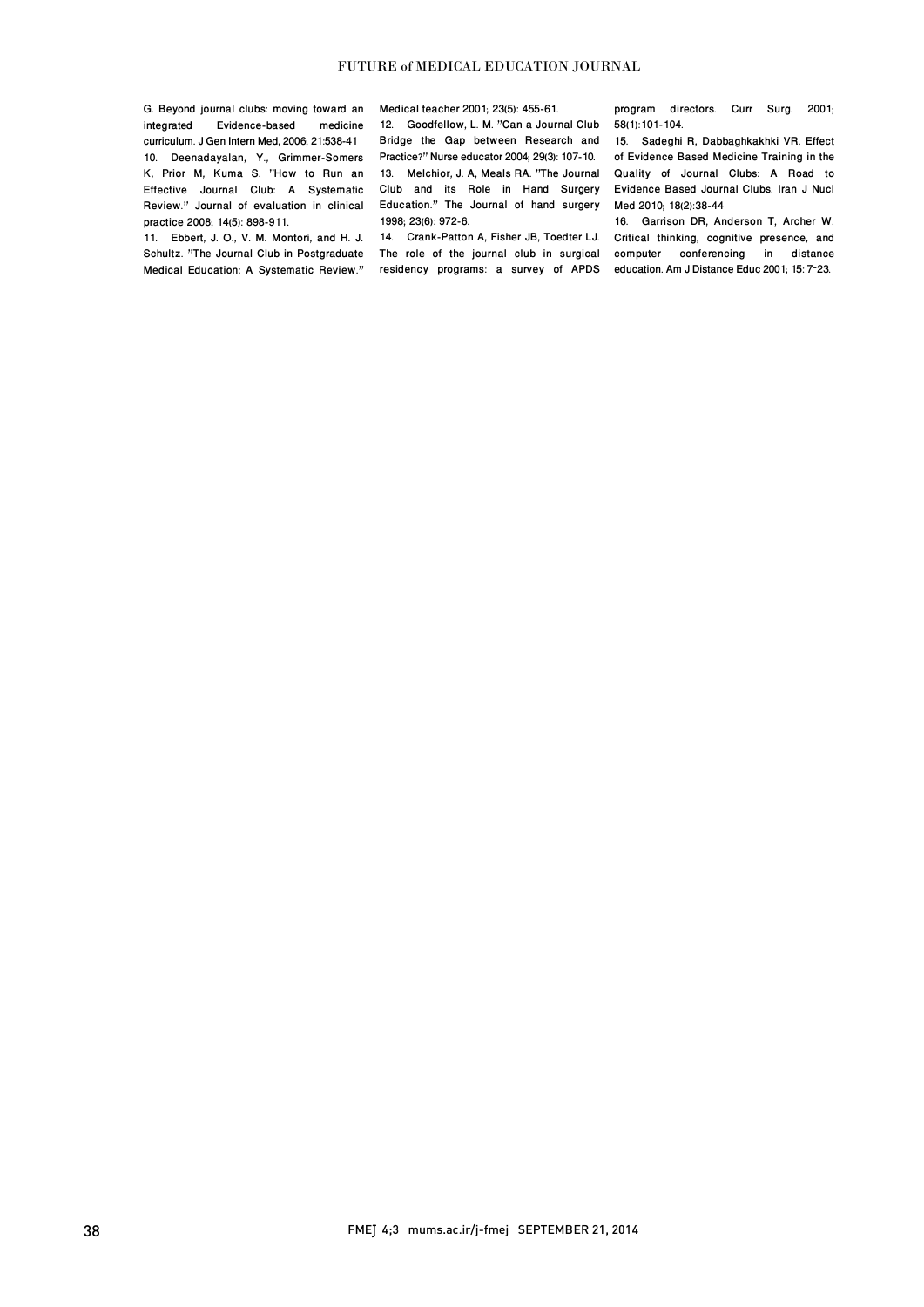G. Beyond journal clubs: moving toward an integrated Evidence-based medicine curriculum. J Gen Intern Med, 2006; 21:538-41

10. Deenadayalan, Y., Grimmer-Somers K, Prior M, Kuma S. "How to Run an Effective Journal Club: A Systematic Review." Journal of evaluation in clinical practice 2008; 14(5): 898-911.

11. Ebbert, J. O., V. M. Montori, and H. J. Schultz. "The Journal Club in Postgraduate Medical Education: A Systematic Review." Medical teacher 2001; 23(5): 455-61.

12. Goodfellow, L. M. "Can a Journal Club Bridge the Gap between Research and Practice?" Nurse educator 2004; 29(3): 107-10.

13. Melchior, J. A, Meals RA. "The Journal Club and its Role in Hand Surgery Education." The Journal of hand surgery 1998; 23(6): 972-6.

14. Crank-Patton A, Fisher JB, Toedter LJ. The role of the journal club in surgical residency programs: a survey of APDS program directors. Curr Surg. 2001; 58(1):101-104.

15. Sadeghi R, Dabbaghkakhki VR. Effect of Evidence Based Medicine Training in the Quality of Journal Clubs: A Road to Evidence Based Journal Clubs. Iran J Nucl Med 2010; 18(2):38-44

16. Garrison DR, Anderson T, Archer W. Critical thinking, cognitive presence, and computer conferencing in distance education. Am J Distance Educ 2001; 15: 7-23.